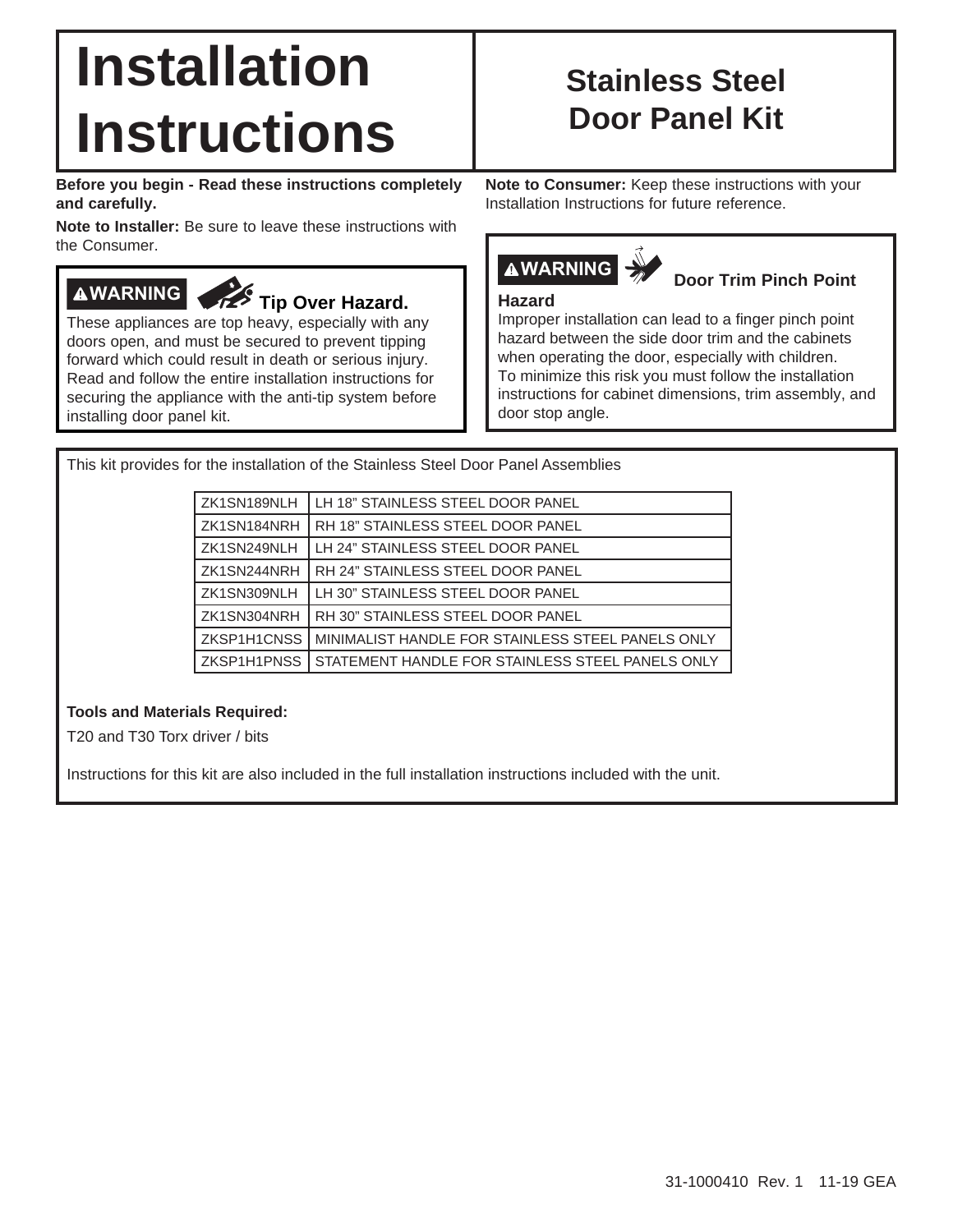# Installation Instructions

## Stainless Steel Door Panel Kit

**Before you begin - Read these instructions completely and carefully.**

**Note to Installer:** Be sure to leave these instructions with the Consumer.

**Note to Consumer:** Keep these instructions with your Installation Instructions for future reference.

**⚠WARNING Tip Over Hazard.**

These appliances are top heavy, especially with any doors open, and must be secured to prevent tipping forward which could result in death or serious injury. Read and follow the entire installation instructions for securing the appliance with the anti-tip system before installing door panel kit.

**⚠WARNING Door Trim Pinch Point Hazard**

Improper installation can lead to a finger pinch point hazard between the side door trim and the cabinets when operating the door, especially with children.
To minimize this risk you must follow the installation instructions for cabinet dimensions, trim assembly, and door stop angle.

This kit provides for the installation of the Stainless Steel Door Panel Assemblies

| | |
|---|---|
| ZK1SN189NLH | LH 18" STAINLESS STEEL DOOR PANEL |
| ZK1SN184NRH | RH 18" STAINLESS STEEL DOOR PANEL |
| ZK1SN249NLH | LH 24" STAINLESS STEEL DOOR PANEL |
| ZK1SN244NRH | RH 24" STAINLESS STEEL DOOR PANEL |
| ZK1SN309NLH | LH 30" STAINLESS STEEL DOOR PANEL |
| ZK1SN304NRH | RH 30" STAINLESS STEEL DOOR PANEL |
| ZKSP1H1CNSS | MINIMALIST HANDLE FOR STAINLESS STEEL PANELS ONLY |
| ZKSP1H1PNSS | STATEMENT HANDLE FOR STAINLESS STEEL PANELS ONLY |

**Tools and Materials Required:**

T20 and T30 Torx driver / bits

Instructions for this kit are also included in the full installation instructions included with the unit.

31-1000410 Rev. 1 11-19 GEA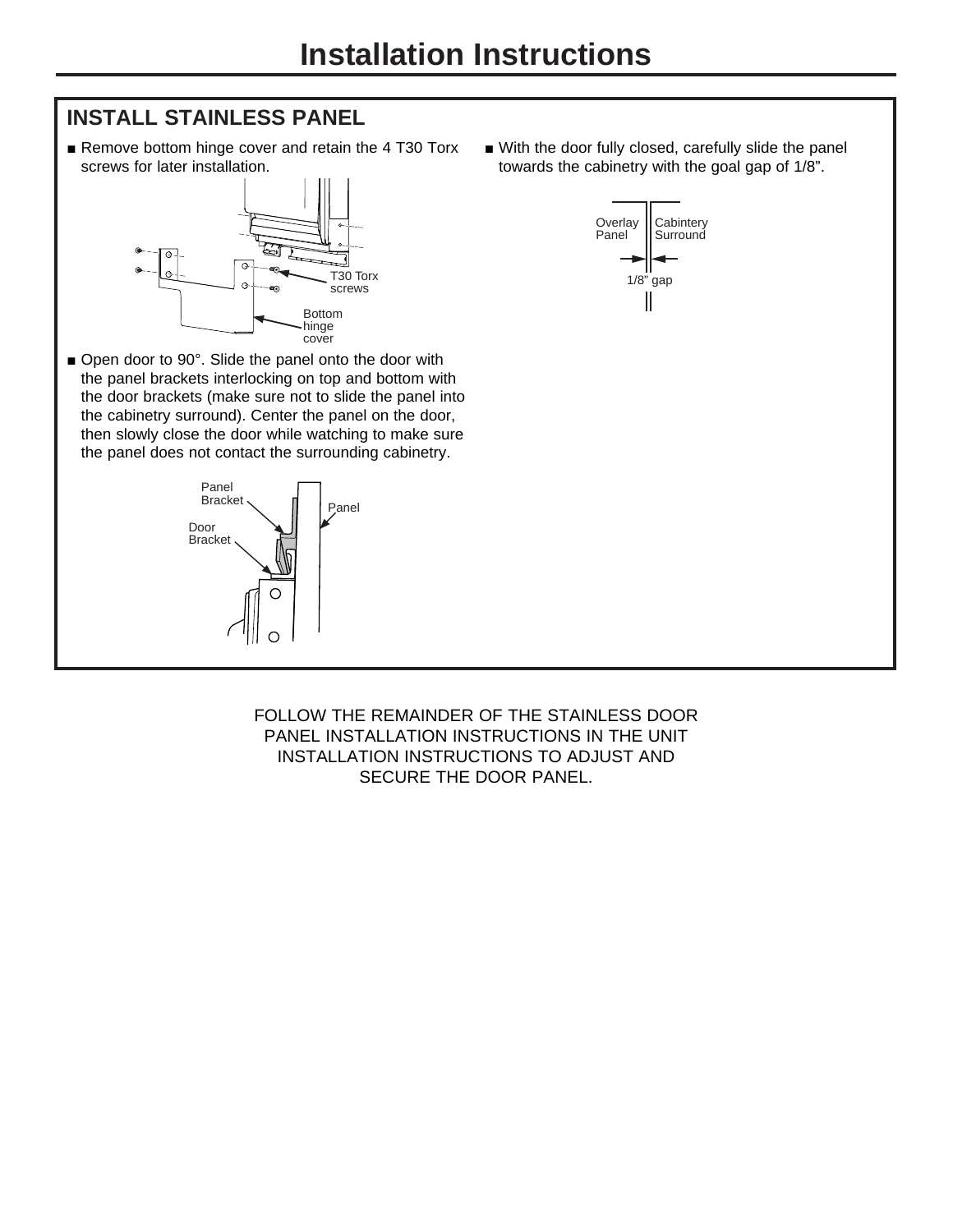# Installation Instructions

## INSTALL STAINLESS PANEL

- Remove bottom hinge cover and retain the 4 T30 Torx screws for later installation.

T30 Torx screws

Bottom hinge cover

- Open door to 90°. Slide the panel onto the door with the panel brackets interlocking on top and bottom with the door brackets (make sure not to slide the panel into the cabinetry surround). Center the panel on the door, then slowly close the door while watching to make sure the panel does not contact the surrounding cabinetry.

Panel Bracket

Panel

Door Bracket

- With the door fully closed, carefully slide the panel towards the cabinetry with the goal gap of 1/8".

Overlay Panel

Cabintery Surround

1/8" gap

FOLLOW THE REMAINDER OF THE STAINLESS DOOR PANEL INSTALLATION INSTRUCTIONS IN THE UNIT INSTALLATION INSTRUCTIONS TO ADJUST AND SECURE THE DOOR PANEL.